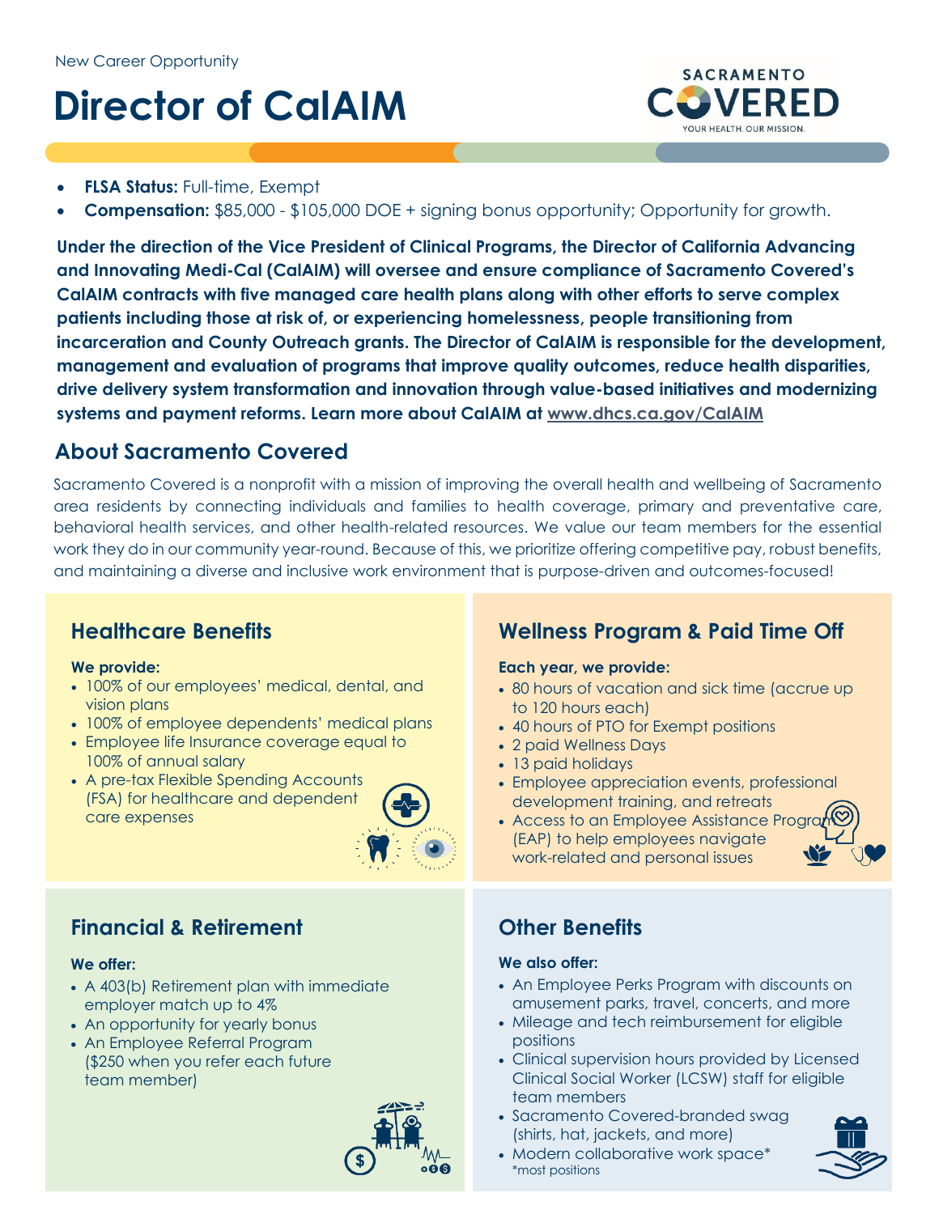New Career Opportunity

# Director of CalAIM

SACRAMENTO COVERED
YOUR HEALTH. OUR MISSION.

- **FLSA Status:** Full-time, Exempt
- **Compensation:** $85,000 - $105,000 DOE + signing bonus opportunity; Opportunity for growth.

**Under the direction of the Vice President of Clinical Programs, the Director of California Advancing and Innovating Medi-Cal (CalAIM) will oversee and ensure compliance of Sacramento Covered's CalAIM contracts with five managed care health plans along with other efforts to serve complex patients including those at risk of, or experiencing homelessness, people transitioning from incarceration and County Outreach grants. The Director of CalAIM is responsible for the development, management and evaluation of programs that improve quality outcomes, reduce health disparities, drive delivery system transformation and innovation through value-based initiatives and modernizing systems and payment reforms. Learn more about CalAIM at www.dhcs.ca.gov/CalAIM**

## About Sacramento Covered

Sacramento Covered is a nonprofit with a mission of improving the overall health and wellbeing of Sacramento area residents by connecting individuals and families to health coverage, primary and preventative care, behavioral health services, and other health-related resources. We value our team members for the essential work they do in our community year-round. Because of this, we prioritize offering competitive pay, robust benefits, and maintaining a diverse and inclusive work environment that is purpose-driven and outcomes-focused!

### Healthcare Benefits

**We provide:**

- 100% of our employees' medical, dental, and vision plans
- 100% of employee dependents' medical plans
- Employee life Insurance coverage equal to 100% of annual salary
- A pre-tax Flexible Spending Accounts (FSA) for healthcare and dependent care expenses

### Wellness Program & Paid Time Off

**Each year, we provide:**

- 80 hours of vacation and sick time (accrue up to 120 hours each)
- 40 hours of PTO for Exempt positions
- 2 paid Wellness Days
- 13 paid holidays
- Employee appreciation events, professional development training, and retreats
- Access to an Employee Assistance Program (EAP) to help employees navigate work-related and personal issues

### Financial & Retirement

**We offer:**

- A 403(b) Retirement plan with immediate employer match up to 4%
- An opportunity for yearly bonus
- An Employee Referral Program ($250 when you refer each future team member)

### Other Benefits

**We also offer:**

- An Employee Perks Program with discounts on amusement parks, travel, concerts, and more
- Mileage and tech reimbursement for eligible positions
- Clinical supervision hours provided by Licensed Clinical Social Worker (LCSW) staff for eligible team members
- Sacramento Covered-branded swag (shirts, hat, jackets, and more)
- Modern collaborative work space*

*most positions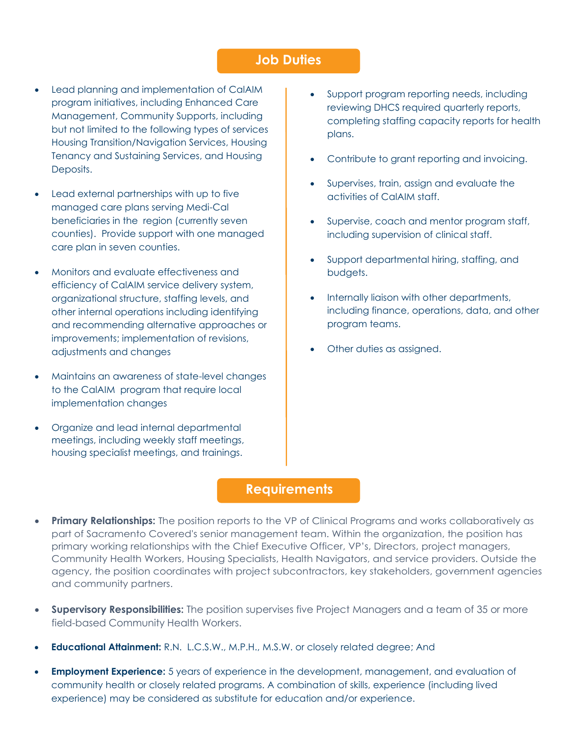## Job Duties

- Lead planning and implementation of CalAIM program initiatives, including Enhanced Care Management, Community Supports, including but not limited to the following types of services Housing Transition/Navigation Services, Housing Tenancy and Sustaining Services, and Housing Deposits.
- Lead external partnerships with up to five managed care plans serving Medi-Cal beneficiaries in the  region (currently seven counties).  Provide support with one managed care plan in seven counties.
- Monitors and evaluate effectiveness and efficiency of CalAIM service delivery system, organizational structure, staffing levels, and other internal operations including identifying and recommending alternative approaches or improvements; implementation of revisions, adjustments and changes
- Maintains an awareness of state-level changes to the CalAIM  program that require local implementation changes
- Organize and lead internal departmental meetings, including weekly staff meetings, housing specialist meetings, and trainings.
- Support program reporting needs, including reviewing DHCS required quarterly reports, completing staffing capacity reports for health plans.
- Contribute to grant reporting and invoicing.
- Supervises, train, assign and evaluate the activities of CalAIM staff.
- Supervise, coach and mentor program staff, including supervision of clinical staff.
- Support departmental hiring, staffing, and budgets.
- Internally liaison with other departments, including finance, operations, data, and other program teams.
- Other duties as assigned.

## Requirements

- **Primary Relationships:** The position reports to the VP of Clinical Programs and works collaboratively as part of Sacramento Covered's senior management team. Within the organization, the position has primary working relationships with the Chief Executive Officer, VP's, Directors, project managers, Community Health Workers, Housing Specialists, Health Navigators, and service providers. Outside the agency, the position coordinates with project subcontractors, key stakeholders, government agencies and community partners.
- **Supervisory Responsibilities:** The position supervises five Project Managers and a team of 35 or more field-based Community Health Workers.
- **Educational Attainment:** R.N.  L.C.S.W., M.P.H., M.S.W. or closely related degree; And
- **Employment Experience:** 5 years of experience in the development, management, and evaluation of community health or closely related programs. A combination of skills, experience (including lived experience) may be considered as substitute for education and/or experience.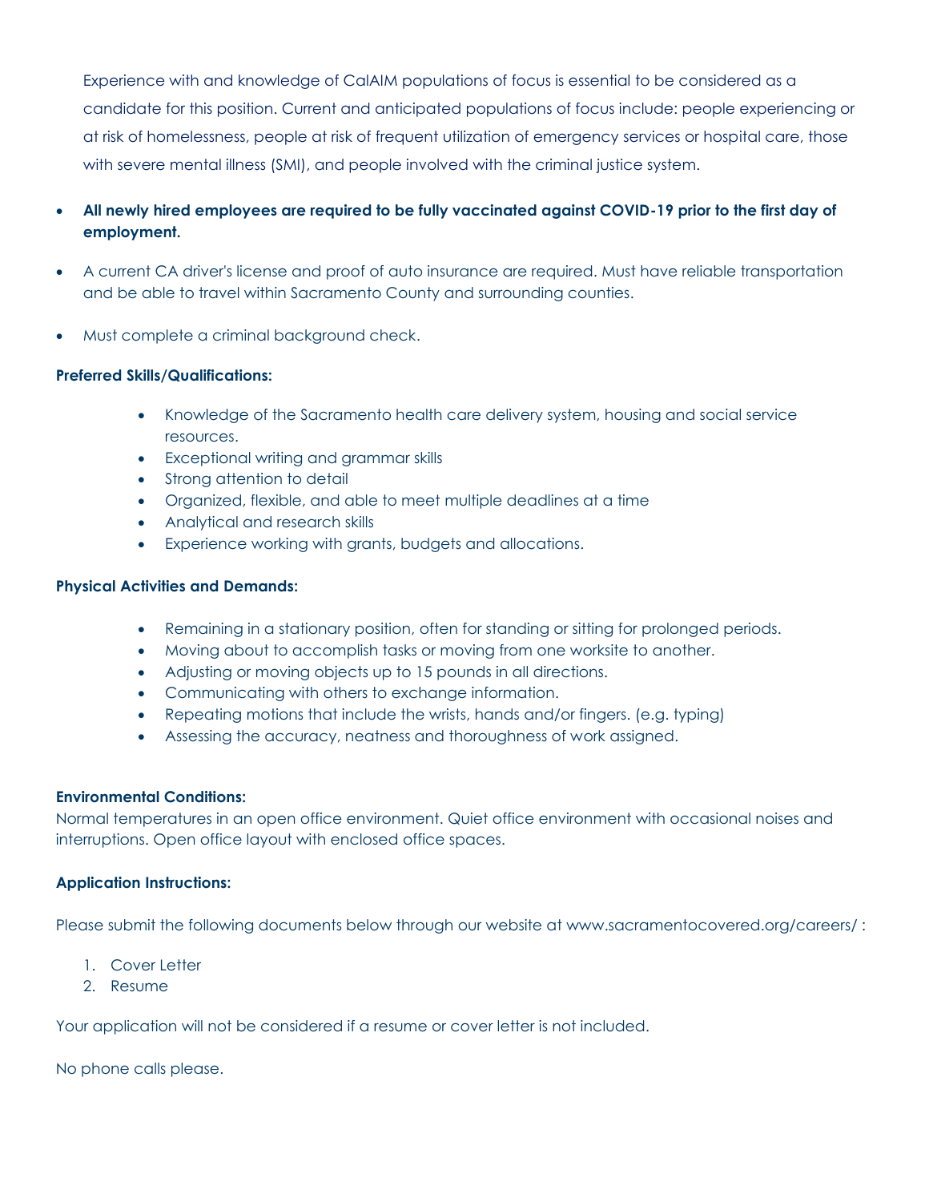Experience with and knowledge of CalAIM populations of focus is essential to be considered as a candidate for this position. Current and anticipated populations of focus include: people experiencing or at risk of homelessness, people at risk of frequent utilization of emergency services or hospital care, those with severe mental illness (SMI), and people involved with the criminal justice system.

- **All newly hired employees are required to be fully vaccinated against COVID-19 prior to the first day of employment.**
- A current CA driver's license and proof of auto insurance are required. Must have reliable transportation and be able to travel within Sacramento County and surrounding counties.
- Must complete a criminal background check.

**Preferred Skills/Qualifications:**

- Knowledge of the Sacramento health care delivery system, housing and social service resources.
- Exceptional writing and grammar skills
- Strong attention to detail
- Organized, flexible, and able to meet multiple deadlines at a time
- Analytical and research skills
- Experience working with grants, budgets and allocations.

**Physical Activities and Demands:**

- Remaining in a stationary position, often for standing or sitting for prolonged periods.
- Moving about to accomplish tasks or moving from one worksite to another.
- Adjusting or moving objects up to 15 pounds in all directions.
- Communicating with others to exchange information.
- Repeating motions that include the wrists, hands and/or fingers. (e.g. typing)
- Assessing the accuracy, neatness and thoroughness of work assigned.

**Environmental Conditions:**

Normal temperatures in an open office environment. Quiet office environment with occasional noises and interruptions. Open office layout with enclosed office spaces.

**Application Instructions:**

Please submit the following documents below through our website at www.sacramentocovered.org/careers/ :

1. Cover Letter
2. Resume

Your application will not be considered if a resume or cover letter is not included.

No phone calls please.